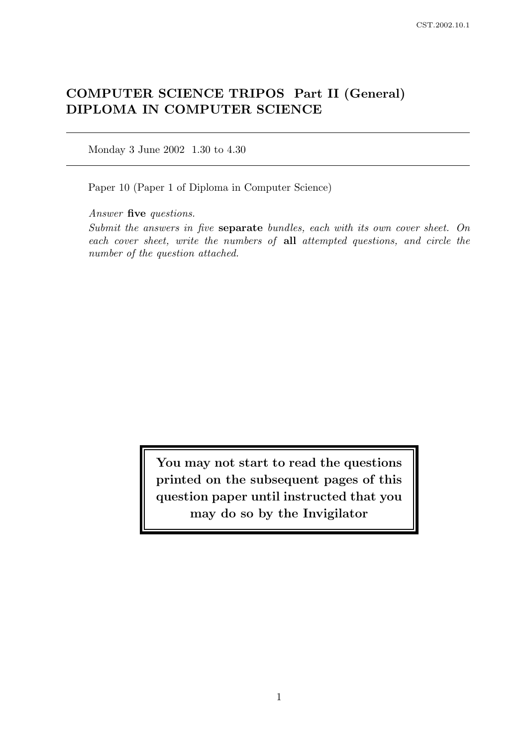# COMPUTER SCIENCE TRIPOS Part II (General) DIPLOMA IN COMPUTER SCIENCE

Monday 3 June 2002 1.30 to 4.30

Paper 10 (Paper 1 of Diploma in Computer Science)

*Answer* **five** *questions.*

*Submit the answers in five* **separate** *bundles, each with its own cover sheet. On each cover sheet, write the numbers of* **all** *attempted questions, and circle the number of the question attached.*

**You may not start to read the questions printed on the subsequent pages of this question paper until instructed that you may do so by the Invigilator**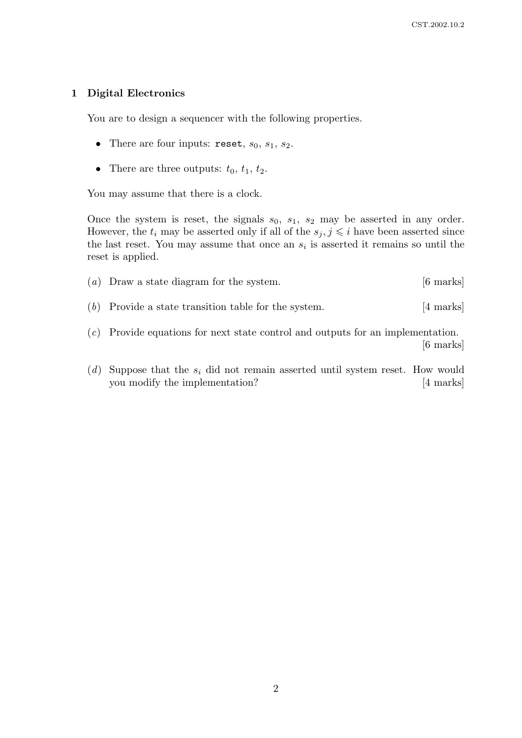## 1 Digital Electronics

You are to design a sequencer with the following properties.

- There are four inputs: `reset`, $s_0$, $s_1$, $s_2$.
- There are three outputs: $t_0$, $t_1$, $t_2$.

You may assume that there is a clock.

Once the system is reset, the signals $s_0$, $s_1$, $s_2$ may be asserted in any order. However, the $t_i$ may be asserted only if all of the $s_j, j \leqslant i$ have been asserted since the last reset. You may assume that once an $s_i$ is asserted it remains so until the reset is applied.

(*a*) Draw a state diagram for the system. [6 marks]

(*b*) Provide a state transition table for the system. [4 marks]

(*c*) Provide equations for next state control and outputs for an implementation. [6 marks]

(*d*) Suppose that the $s_i$ did not remain asserted until system reset. How would you modify the implementation? [4 marks]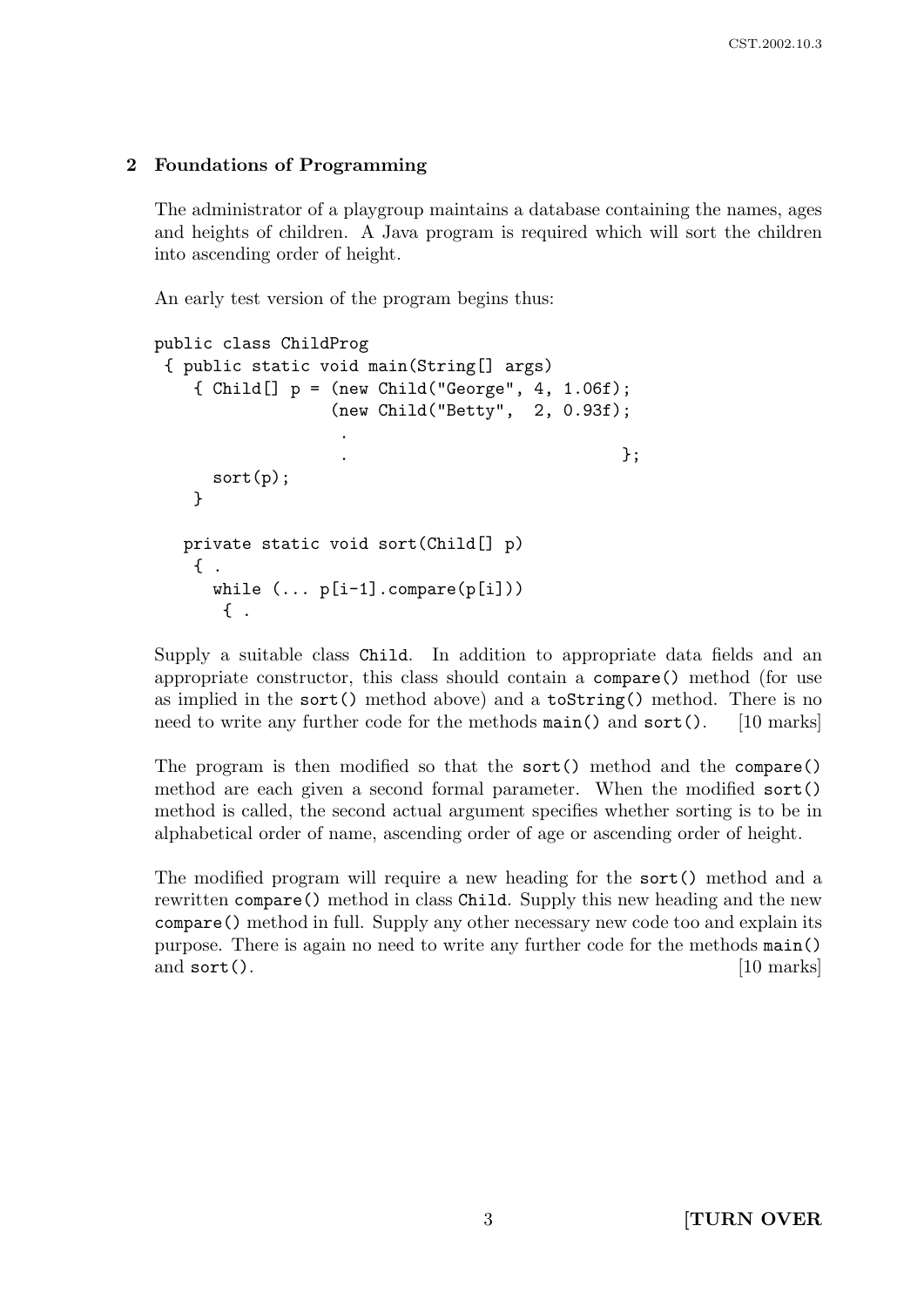## 2 Foundations of Programming

The administrator of a playgroup maintains a database containing the names, ages and heights of children. A Java program is required which will sort the children into ascending order of height.

An early test version of the program begins thus:

```
public class ChildProg
 { public static void main(String[] args)
    { Child[] p = (new Child("George", 4, 1.06f);
                   (new Child("Betty",  2, 0.93f);
                    .
                    .                             };
      sort(p);
    }

   private static void sort(Child[] p)
    { .
      while (... p[i-1].compare(p[i]))
       { .
```

Supply a suitable class `Child`. In addition to appropriate data fields and an appropriate constructor, this class should contain a `compare()` method (for use as implied in the `sort()` method above) and a `toString()` method. There is no need to write any further code for the methods `main()` and `sort()`. [10 marks]

The program is then modified so that the `sort()` method and the `compare()` method are each given a second formal parameter. When the modified `sort()` method is called, the second actual argument specifies whether sorting is to be in alphabetical order of name, ascending order of age or ascending order of height.

The modified program will require a new heading for the `sort()` method and a rewritten `compare()` method in class `Child`. Supply this new heading and the new `compare()` method in full. Supply any other necessary new code too and explain its purpose. There is again no need to write any further code for the methods `main()` and `sort()`. [10 marks]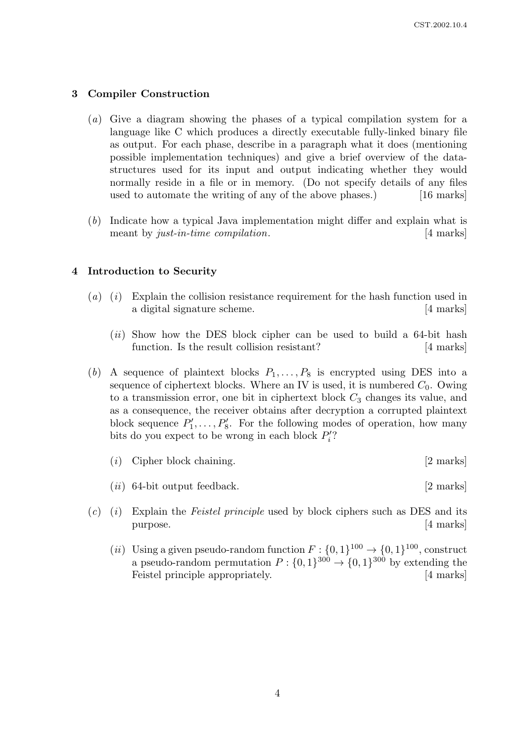## 3 Compiler Construction

(*a*) Give a diagram showing the phases of a typical compilation system for a language like C which produces a directly executable fully-linked binary file as output. For each phase, describe in a paragraph what it does (mentioning possible implementation techniques) and give a brief overview of the data-structures used for its input and output indicating whether they would normally reside in a file or in memory. (Do not specify details of any files used to automate the writing of any of the above phases.) [16 marks]

(*b*) Indicate how a typical Java implementation might differ and explain what is meant by *just-in-time compilation*. [4 marks]

## 4 Introduction to Security

(*a*) (*i*) Explain the collision resistance requirement for the hash function used in a digital signature scheme. [4 marks]

(*ii*) Show how the DES block cipher can be used to build a 64-bit hash function. Is the result collision resistant? [4 marks]

(*b*) A sequence of plaintext blocks $P_1, \ldots, P_8$ is encrypted using DES into a sequence of ciphertext blocks. Where an IV is used, it is numbered $C_0$. Owing to a transmission error, one bit in ciphertext block $C_3$ changes its value, and as a consequence, the receiver obtains after decryption a corrupted plaintext block sequence $P'_1, \ldots, P'_8$. For the following modes of operation, how many bits do you expect to be wrong in each block $P'_i$?

(*i*) Cipher block chaining. [2 marks]

(*ii*) 64-bit output feedback. [2 marks]

(*c*) (*i*) Explain the *Feistel principle* used by block ciphers such as DES and its purpose. [4 marks]

(*ii*) Using a given pseudo-random function $F : \{0,1\}^{100} \rightarrow \{0,1\}^{100}$, construct a pseudo-random permutation $P : \{0,1\}^{300} \rightarrow \{0,1\}^{300}$ by extending the Feistel principle appropriately. [4 marks]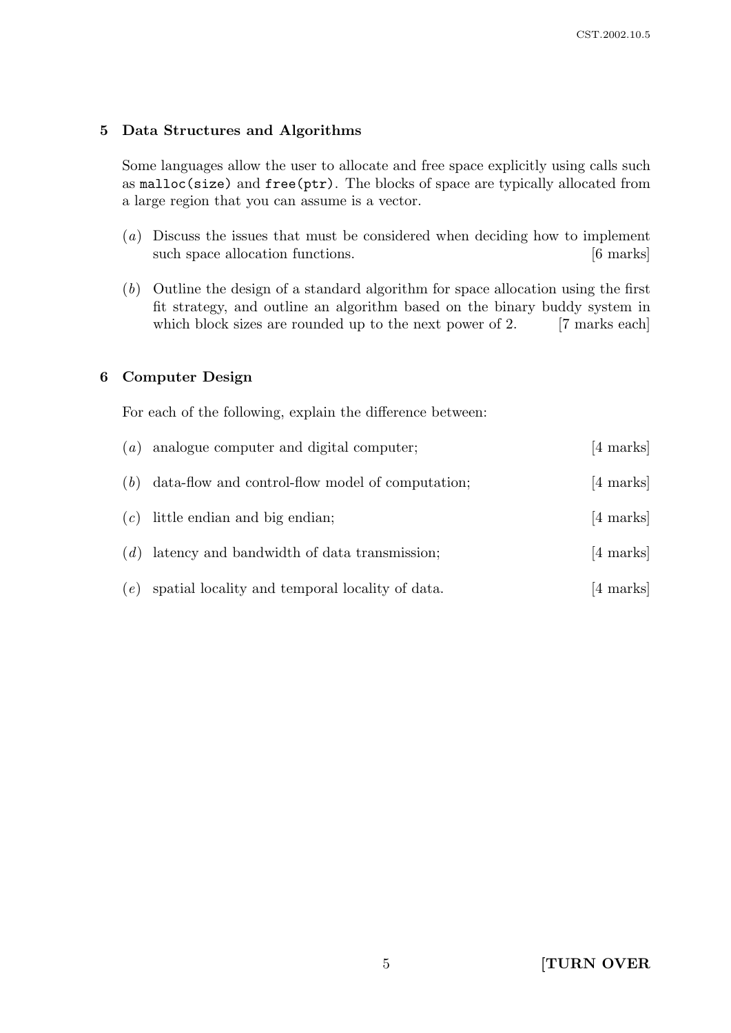## 5 Data Structures and Algorithms

Some languages allow the user to allocate and free space explicitly using calls such as `malloc(size)` and `free(ptr)`. The blocks of space are typically allocated from a large region that you can assume is a vector.

(*a*) Discuss the issues that must be considered when deciding how to implement such space allocation functions. [6 marks]

(*b*) Outline the design of a standard algorithm for space allocation using the first fit strategy, and outline an algorithm based on the binary buddy system in which block sizes are rounded up to the next power of 2. [7 marks each]

## 6 Computer Design

For each of the following, explain the difference between:

(*a*) analogue computer and digital computer; [4 marks]

(*b*) data-flow and control-flow model of computation; [4 marks]

(*c*) little endian and big endian; [4 marks]

(*d*) latency and bandwidth of data transmission; [4 marks]

(*e*) spatial locality and temporal locality of data. [4 marks]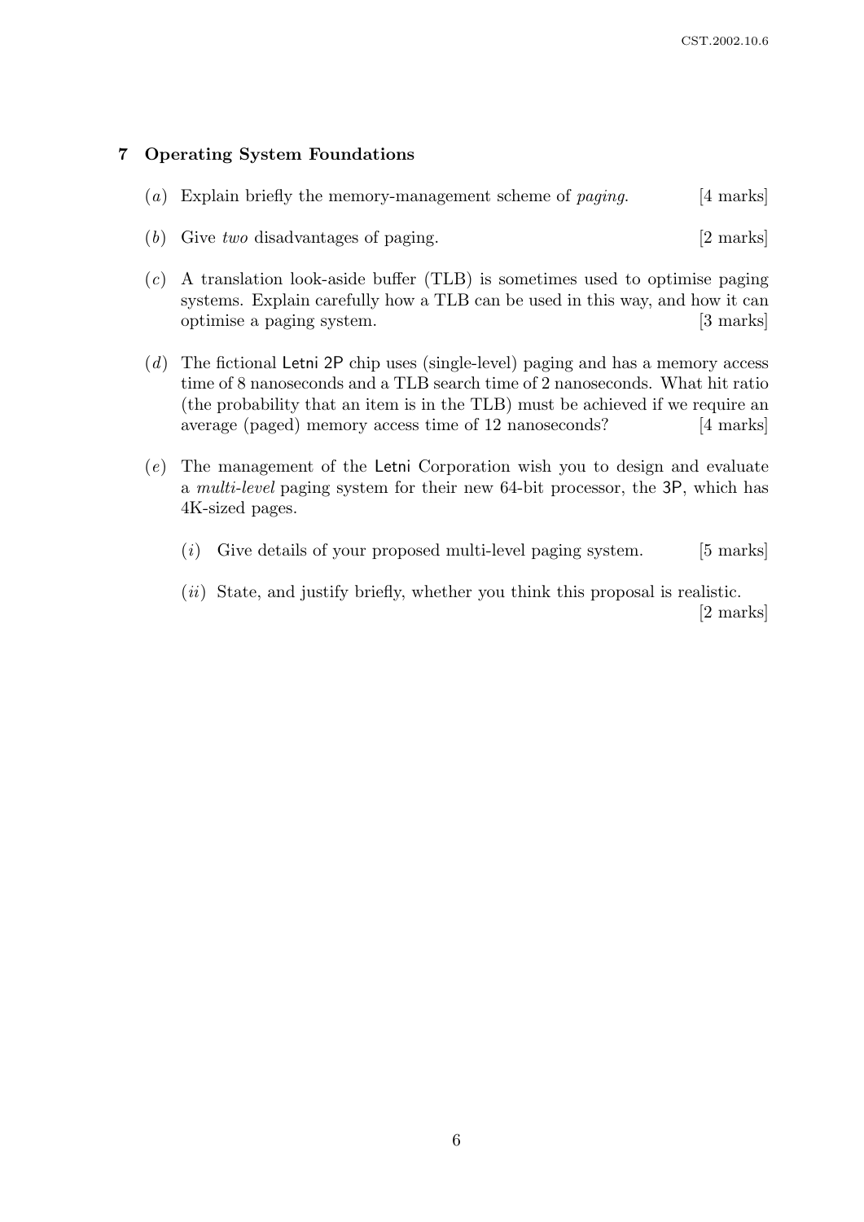## 7 Operating System Foundations

(*a*) Explain briefly the memory-management scheme of *paging*. [4 marks]

(*b*) Give *two* disadvantages of paging. [2 marks]

(*c*) A translation look-aside buffer (TLB) is sometimes used to optimise paging systems. Explain carefully how a TLB can be used in this way, and how it can optimise a paging system. [3 marks]

(*d*) The fictional Letni 2P chip uses (single-level) paging and has a memory access time of 8 nanoseconds and a TLB search time of 2 nanoseconds. What hit ratio (the probability that an item is in the TLB) must be achieved if we require an average (paged) memory access time of 12 nanoseconds? [4 marks]

(*e*) The management of the Letni Corporation wish you to design and evaluate a *multi-level* paging system for their new 64-bit processor, the 3P, which has 4K-sized pages.

(*i*) Give details of your proposed multi-level paging system. [5 marks]

(*ii*) State, and justify briefly, whether you think this proposal is realistic. [2 marks]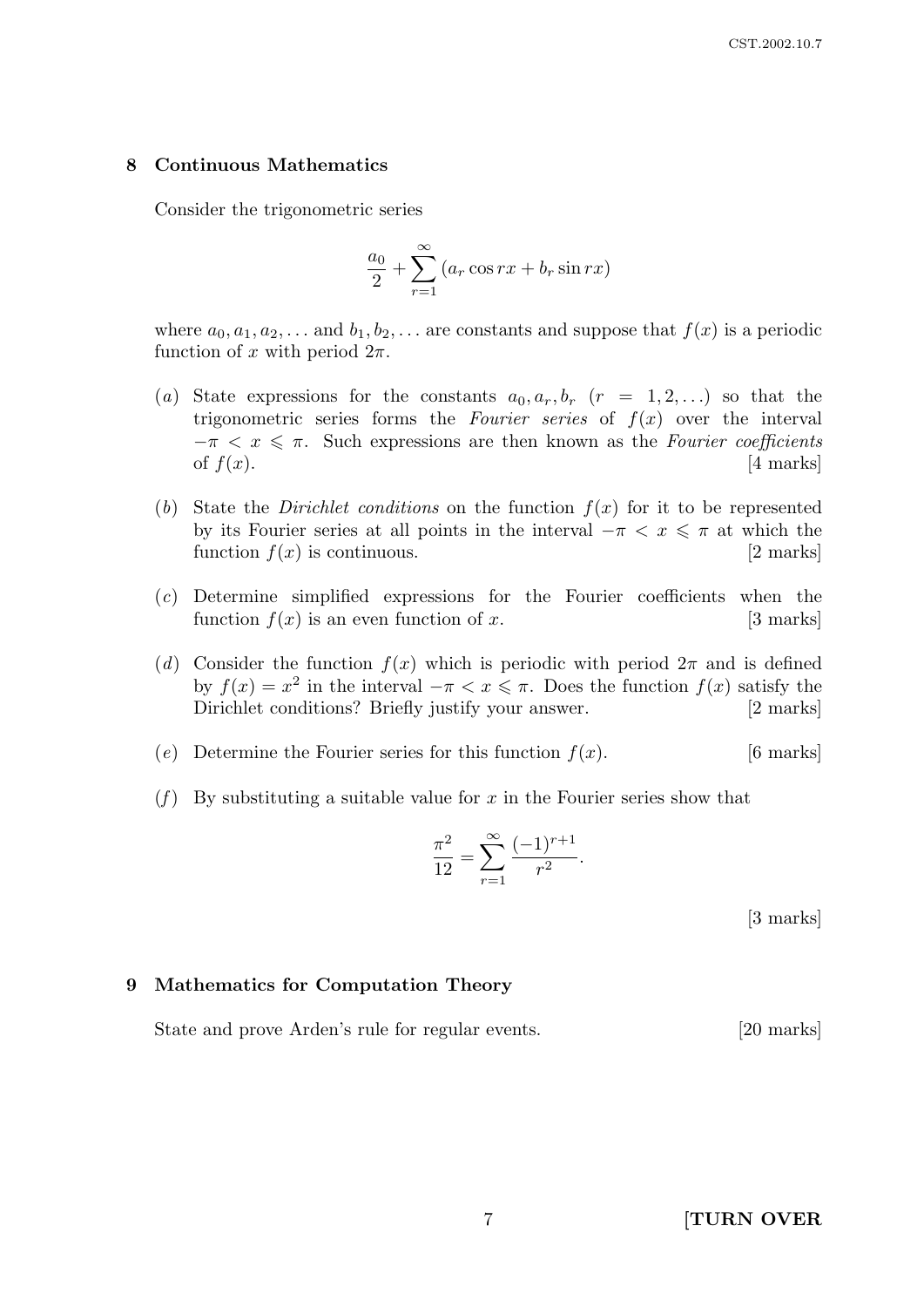## 8 Continuous Mathematics

Consider the trigonometric series

$$\frac{a_0}{2} + \sum_{r=1}^{\infty} (a_r \cos rx + b_r \sin rx)$$

where $a_0, a_1, a_2, \ldots$ and $b_1, b_2, \ldots$ are constants and suppose that $f(x)$ is a periodic function of $x$ with period $2\pi$.

(*a*) State expressions for the constants $a_0, a_r, b_r$ $(r = 1, 2, \ldots)$ so that the trigonometric series forms the *Fourier series* of $f(x)$ over the interval $-\pi < x \leqslant \pi$. Such expressions are then known as the *Fourier coefficients* of $f(x)$. [4 marks]

(*b*) State the *Dirichlet conditions* on the function $f(x)$ for it to be represented by its Fourier series at all points in the interval $-\pi < x \leqslant \pi$ at which the function $f(x)$ is continuous. [2 marks]

(*c*) Determine simplified expressions for the Fourier coefficients when the function $f(x)$ is an even function of $x$. [3 marks]

(*d*) Consider the function $f(x)$ which is periodic with period $2\pi$ and is defined by $f(x) = x^2$ in the interval $-\pi < x \leqslant \pi$. Does the function $f(x)$ satisfy the Dirichlet conditions? Briefly justify your answer. [2 marks]

(*e*) Determine the Fourier series for this function $f(x)$. [6 marks]

(*f*) By substituting a suitable value for $x$ in the Fourier series show that

$$\frac{\pi^2}{12} = \sum_{r=1}^{\infty} \frac{(-1)^{r+1}}{r^2}.$$

[3 marks]

## 9 Mathematics for Computation Theory

State and prove Arden's rule for regular events. [20 marks]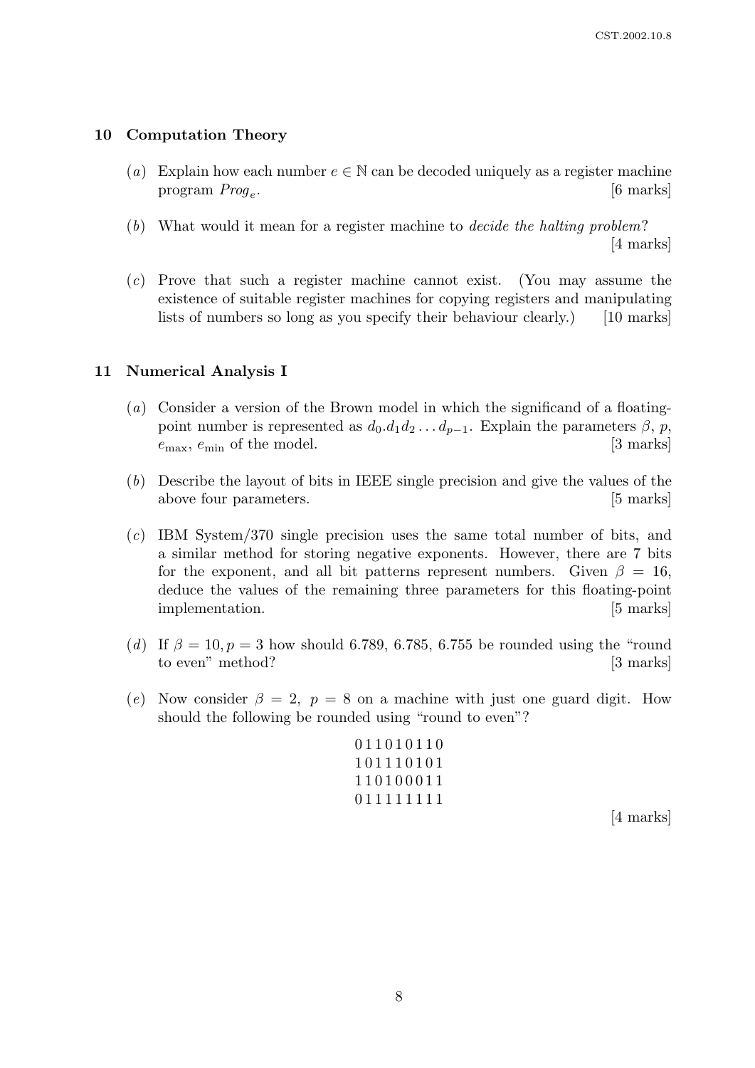## 10 Computation Theory

(*a*) Explain how each number $e \in \mathbb{N}$ can be decoded uniquely as a register machine program $Prog_e$. [6 marks]

(*b*) What would it mean for a register machine to *decide the halting problem*? [4 marks]

(*c*) Prove that such a register machine cannot exist. (You may assume the existence of suitable register machines for copying registers and manipulating lists of numbers so long as you specify their behaviour clearly.) [10 marks]

## 11 Numerical Analysis I

(*a*) Consider a version of the Brown model in which the significand of a floating-point number is represented as $d_0.d_1d_2\ldots d_{p-1}$. Explain the parameters $\beta$, $p$, $e_{\max}$, $e_{\min}$ of the model. [3 marks]

(*b*) Describe the layout of bits in IEEE single precision and give the values of the above four parameters. [5 marks]

(*c*) IBM System/370 single precision uses the same total number of bits, and a similar method for storing negative exponents. However, there are 7 bits for the exponent, and all bit patterns represent numbers. Given $\beta = 16$, deduce the values of the remaining three parameters for this floating-point implementation. [5 marks]

(*d*) If $\beta = 10, p = 3$ how should 6.789, 6.785, 6.755 be rounded using the "round to even" method? [3 marks]

(*e*) Now consider $\beta = 2$, $p = 8$ on a machine with just one guard digit. How should the following be rounded using "round to even"?

0 1 1 0 1 0 1 1 0
1 0 1 1 1 0 1 0 1
1 1 0 1 0 0 0 1 1
0 1 1 1 1 1 1 1 1

[4 marks]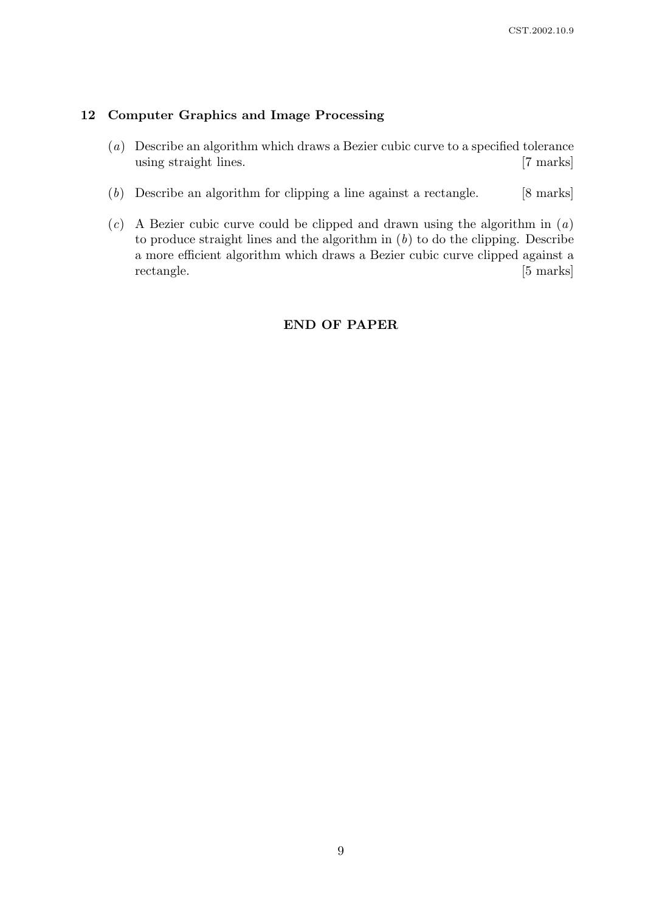## 12 Computer Graphics and Image Processing

(*a*) Describe an algorithm which draws a Bezier cubic curve to a specified tolerance using straight lines. [7 marks]

(*b*) Describe an algorithm for clipping a line against a rectangle. [8 marks]

(*c*) A Bezier cubic curve could be clipped and drawn using the algorithm in (*a*) to produce straight lines and the algorithm in (*b*) to do the clipping. Describe a more efficient algorithm which draws a Bezier cubic curve clipped against a rectangle. [5 marks]

**END OF PAPER**